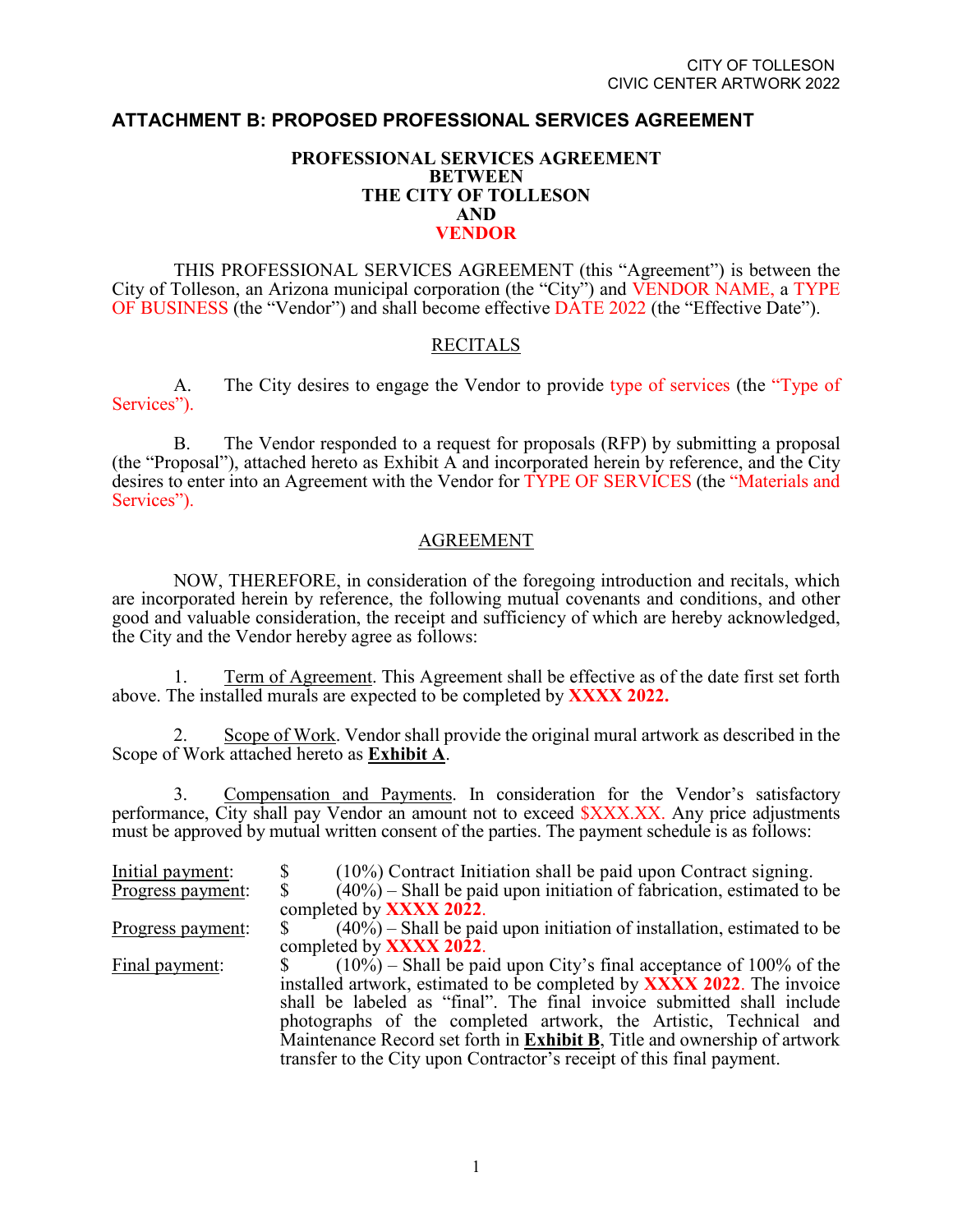## ATTACHMENT B: PROPOSED PROFESSIONAL SERVICES AGREEMENT

**PROFESSIONAL SERVICES AGREEMENT**
**BETWEEN**
**THE CITY OF TOLLESON**
**AND**
**VENDOR**

THIS PROFESSIONAL SERVICES AGREEMENT (this "Agreement") is between the City of Tolleson, an Arizona municipal corporation (the "City") and VENDOR NAME, a TYPE OF BUSINESS (the "Vendor") and shall become effective DATE 2022 (the "Effective Date").

RECITALS

A. The City desires to engage the Vendor to provide type of services (the "Type of Services").

B. The Vendor responded to a request for proposals (RFP) by submitting a proposal (the "Proposal"), attached hereto as Exhibit A and incorporated herein by reference, and the City desires to enter into an Agreement with the Vendor for TYPE OF SERVICES (the "Materials and Services").

AGREEMENT

NOW, THEREFORE, in consideration of the foregoing introduction and recitals, which are incorporated herein by reference, the following mutual covenants and conditions, and other good and valuable consideration, the receipt and sufficiency of which are hereby acknowledged, the City and the Vendor hereby agree as follows:

1. Term of Agreement. This Agreement shall be effective as of the date first set forth above. The installed murals are expected to be completed by **XXXX 2022.**

2. Scope of Work. Vendor shall provide the original mural artwork as described in the Scope of Work attached hereto as **Exhibit A**.

3. Compensation and Payments. In consideration for the Vendor's satisfactory performance, City shall pay Vendor an amount not to exceed $XXX.XX. Any price adjustments must be approved by mutual written consent of the parties. The payment schedule is as follows:

Initial payment: $ (10%) Contract Initiation shall be paid upon Contract signing.

Progress payment: $ (40%) – Shall be paid upon initiation of fabrication, estimated to be completed by **XXXX 2022**.

Progress payment: $ (40%) – Shall be paid upon initiation of installation, estimated to be completed by **XXXX 2022**.

Final payment: $ (10%) – Shall be paid upon City's final acceptance of 100% of the installed artwork, estimated to be completed by **XXXX 2022**. The invoice shall be labeled as "final". The final invoice submitted shall include photographs of the completed artwork, the Artistic, Technical and Maintenance Record set forth in **Exhibit B**, Title and ownership of artwork transfer to the City upon Contractor's receipt of this final payment.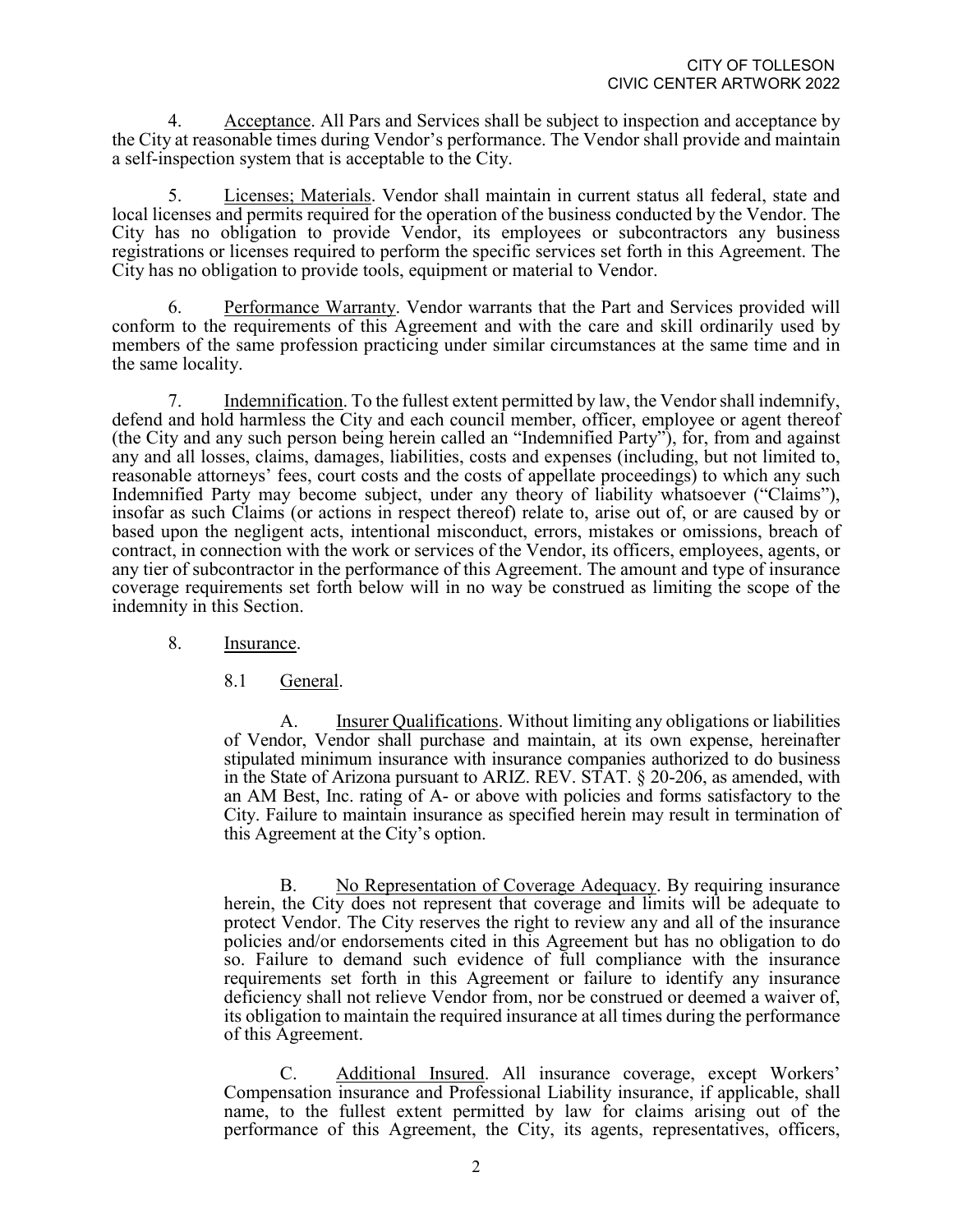4. Acceptance. All Pars and Services shall be subject to inspection and acceptance by the City at reasonable times during Vendor's performance. The Vendor shall provide and maintain a self-inspection system that is acceptable to the City.

5. Licenses; Materials. Vendor shall maintain in current status all federal, state and local licenses and permits required for the operation of the business conducted by the Vendor. The City has no obligation to provide Vendor, its employees or subcontractors any business registrations or licenses required to perform the specific services set forth in this Agreement. The City has no obligation to provide tools, equipment or material to Vendor.

6. Performance Warranty. Vendor warrants that the Part and Services provided will conform to the requirements of this Agreement and with the care and skill ordinarily used by members of the same profession practicing under similar circumstances at the same time and in the same locality.

7. Indemnification. To the fullest extent permitted by law, the Vendor shall indemnify, defend and hold harmless the City and each council member, officer, employee or agent thereof (the City and any such person being herein called an "Indemnified Party"), for, from and against any and all losses, claims, damages, liabilities, costs and expenses (including, but not limited to, reasonable attorneys' fees, court costs and the costs of appellate proceedings) to which any such Indemnified Party may become subject, under any theory of liability whatsoever ("Claims"), insofar as such Claims (or actions in respect thereof) relate to, arise out of, or are caused by or based upon the negligent acts, intentional misconduct, errors, mistakes or omissions, breach of contract, in connection with the work or services of the Vendor, its officers, employees, agents, or any tier of subcontractor in the performance of this Agreement. The amount and type of insurance coverage requirements set forth below will in no way be construed as limiting the scope of the indemnity in this Section.

8. Insurance.

8.1 General.

A. Insurer Qualifications. Without limiting any obligations or liabilities of Vendor, Vendor shall purchase and maintain, at its own expense, hereinafter stipulated minimum insurance with insurance companies authorized to do business in the State of Arizona pursuant to ARIZ. REV. STAT. § 20-206, as amended, with an AM Best, Inc. rating of A- or above with policies and forms satisfactory to the City. Failure to maintain insurance as specified herein may result in termination of this Agreement at the City's option.

B. No Representation of Coverage Adequacy. By requiring insurance herein, the City does not represent that coverage and limits will be adequate to protect Vendor. The City reserves the right to review any and all of the insurance policies and/or endorsements cited in this Agreement but has no obligation to do so. Failure to demand such evidence of full compliance with the insurance requirements set forth in this Agreement or failure to identify any insurance deficiency shall not relieve Vendor from, nor be construed or deemed a waiver of, its obligation to maintain the required insurance at all times during the performance of this Agreement.

C. Additional Insured. All insurance coverage, except Workers' Compensation insurance and Professional Liability insurance, if applicable, shall name, to the fullest extent permitted by law for claims arising out of the performance of this Agreement, the City, its agents, representatives, officers,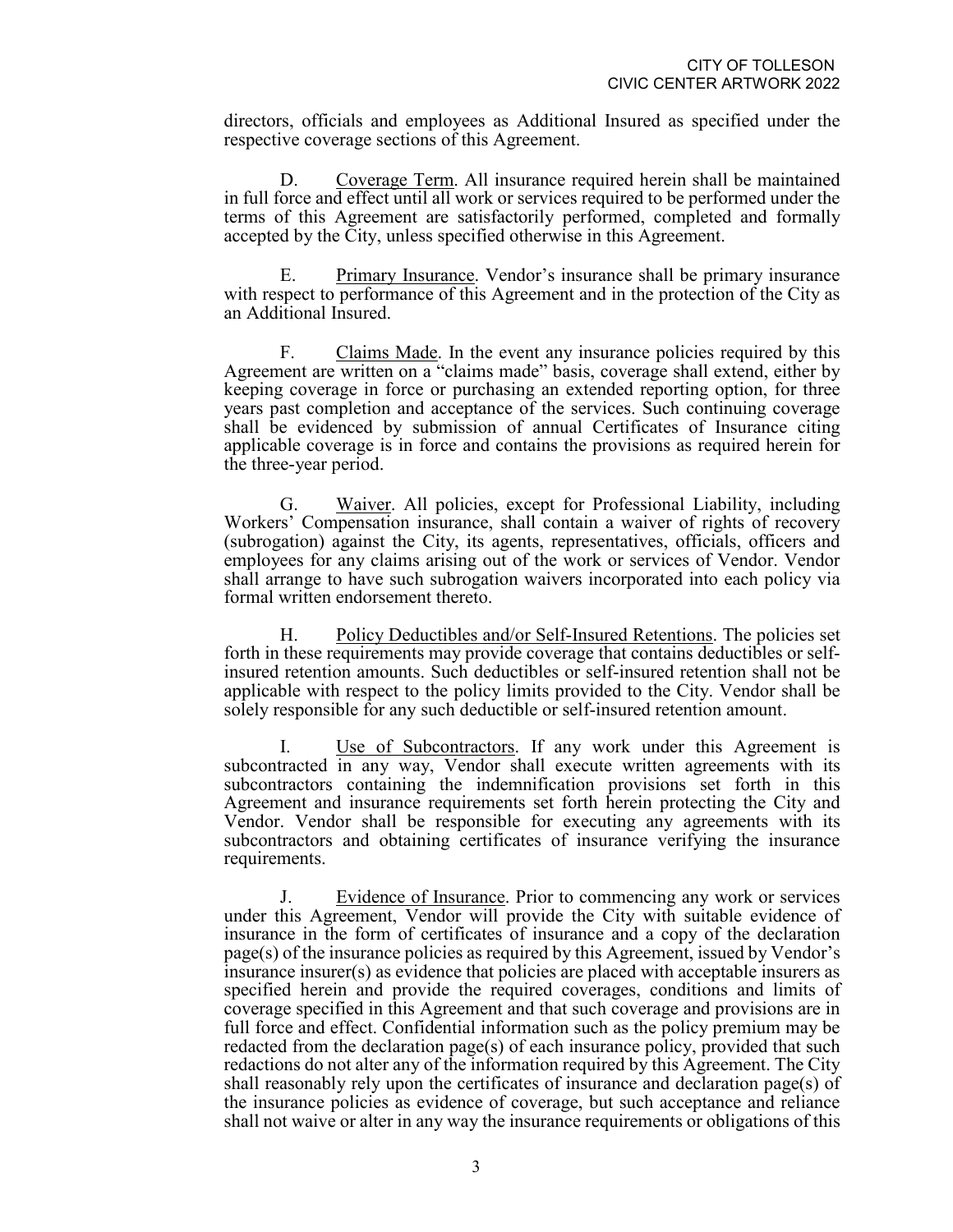directors, officials and employees as Additional Insured as specified under the respective coverage sections of this Agreement.

D. Coverage Term. All insurance required herein shall be maintained in full force and effect until all work or services required to be performed under the terms of this Agreement are satisfactorily performed, completed and formally accepted by the City, unless specified otherwise in this Agreement.

E. Primary Insurance. Vendor's insurance shall be primary insurance with respect to performance of this Agreement and in the protection of the City as an Additional Insured.

F. Claims Made. In the event any insurance policies required by this Agreement are written on a "claims made" basis, coverage shall extend, either by keeping coverage in force or purchasing an extended reporting option, for three years past completion and acceptance of the services. Such continuing coverage shall be evidenced by submission of annual Certificates of Insurance citing applicable coverage is in force and contains the provisions as required herein for the three-year period.

G. Waiver. All policies, except for Professional Liability, including Workers' Compensation insurance, shall contain a waiver of rights of recovery (subrogation) against the City, its agents, representatives, officials, officers and employees for any claims arising out of the work or services of Vendor. Vendor shall arrange to have such subrogation waivers incorporated into each policy via formal written endorsement thereto.

H. Policy Deductibles and/or Self-Insured Retentions. The policies set forth in these requirements may provide coverage that contains deductibles or self-insured retention amounts. Such deductibles or self-insured retention shall not be applicable with respect to the policy limits provided to the City. Vendor shall be solely responsible for any such deductible or self-insured retention amount.

I. Use of Subcontractors. If any work under this Agreement is subcontracted in any way, Vendor shall execute written agreements with its subcontractors containing the indemnification provisions set forth in this Agreement and insurance requirements set forth herein protecting the City and Vendor. Vendor shall be responsible for executing any agreements with its subcontractors and obtaining certificates of insurance verifying the insurance requirements.

J. Evidence of Insurance. Prior to commencing any work or services under this Agreement, Vendor will provide the City with suitable evidence of insurance in the form of certificates of insurance and a copy of the declaration page(s) of the insurance policies as required by this Agreement, issued by Vendor's insurance insurer(s) as evidence that policies are placed with acceptable insurers as specified herein and provide the required coverages, conditions and limits of coverage specified in this Agreement and that such coverage and provisions are in full force and effect. Confidential information such as the policy premium may be redacted from the declaration page(s) of each insurance policy, provided that such redactions do not alter any of the information required by this Agreement. The City shall reasonably rely upon the certificates of insurance and declaration page(s) of the insurance policies as evidence of coverage, but such acceptance and reliance shall not waive or alter in any way the insurance requirements or obligations of this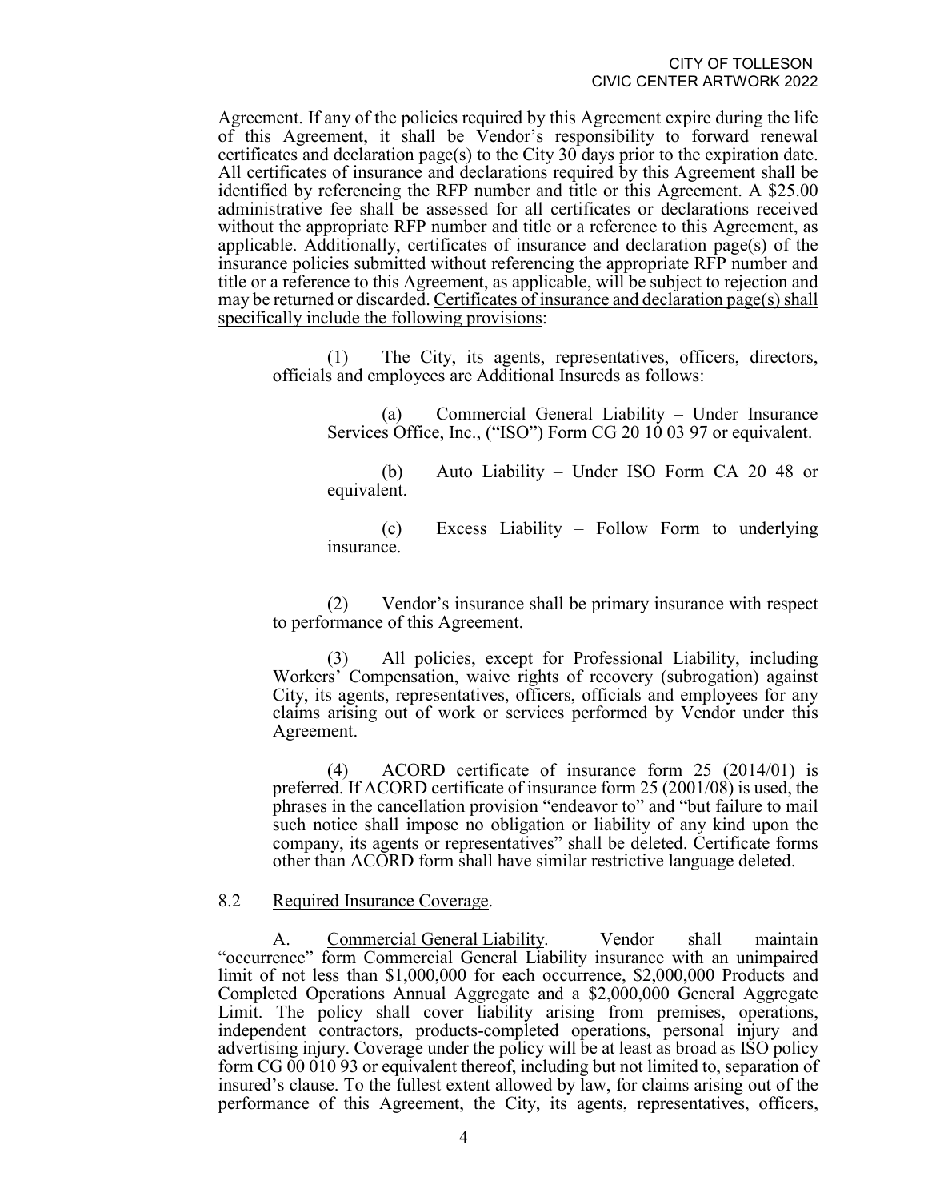Agreement. If any of the policies required by this Agreement expire during the life of this Agreement, it shall be Vendor's responsibility to forward renewal certificates and declaration page(s) to the City 30 days prior to the expiration date. All certificates of insurance and declarations required by this Agreement shall be identified by referencing the RFP number and title or this Agreement. A $25.00 administrative fee shall be assessed for all certificates or declarations received without the appropriate RFP number and title or a reference to this Agreement, as applicable. Additionally, certificates of insurance and declaration page(s) of the insurance policies submitted without referencing the appropriate RFP number and title or a reference to this Agreement, as applicable, will be subject to rejection and may be returned or discarded. <u>Certificates of insurance and declaration page(s) shall specifically include the following provisions</u>:

(1) The City, its agents, representatives, officers, directors, officials and employees are Additional Insureds as follows:

(a) Commercial General Liability – Under Insurance Services Office, Inc., ("ISO") Form CG 20 10 03 97 or equivalent.

(b) Auto Liability – Under ISO Form CA 20 48 or equivalent.

(c) Excess Liability – Follow Form to underlying insurance.

(2) Vendor's insurance shall be primary insurance with respect to performance of this Agreement.

(3) All policies, except for Professional Liability, including Workers' Compensation, waive rights of recovery (subrogation) against City, its agents, representatives, officers, officials and employees for any claims arising out of work or services performed by Vendor under this Agreement.

(4) ACORD certificate of insurance form 25 (2014/01) is preferred. If ACORD certificate of insurance form 25 (2001/08) is used, the phrases in the cancellation provision "endeavor to" and "but failure to mail such notice shall impose no obligation or liability of any kind upon the company, its agents or representatives" shall be deleted. Certificate forms other than ACORD form shall have similar restrictive language deleted.

8.2 <u>Required Insurance Coverage</u>.

A. <u>Commercial General Liability</u>. Vendor shall maintain "occurrence" form Commercial General Liability insurance with an unimpaired limit of not less than $1,000,000 for each occurrence, $2,000,000 Products and Completed Operations Annual Aggregate and a $2,000,000 General Aggregate Limit. The policy shall cover liability arising from premises, operations, independent contractors, products-completed operations, personal injury and advertising injury. Coverage under the policy will be at least as broad as ISO policy form CG 00 010 93 or equivalent thereof, including but not limited to, separation of insured's clause. To the fullest extent allowed by law, for claims arising out of the performance of this Agreement, the City, its agents, representatives, officers,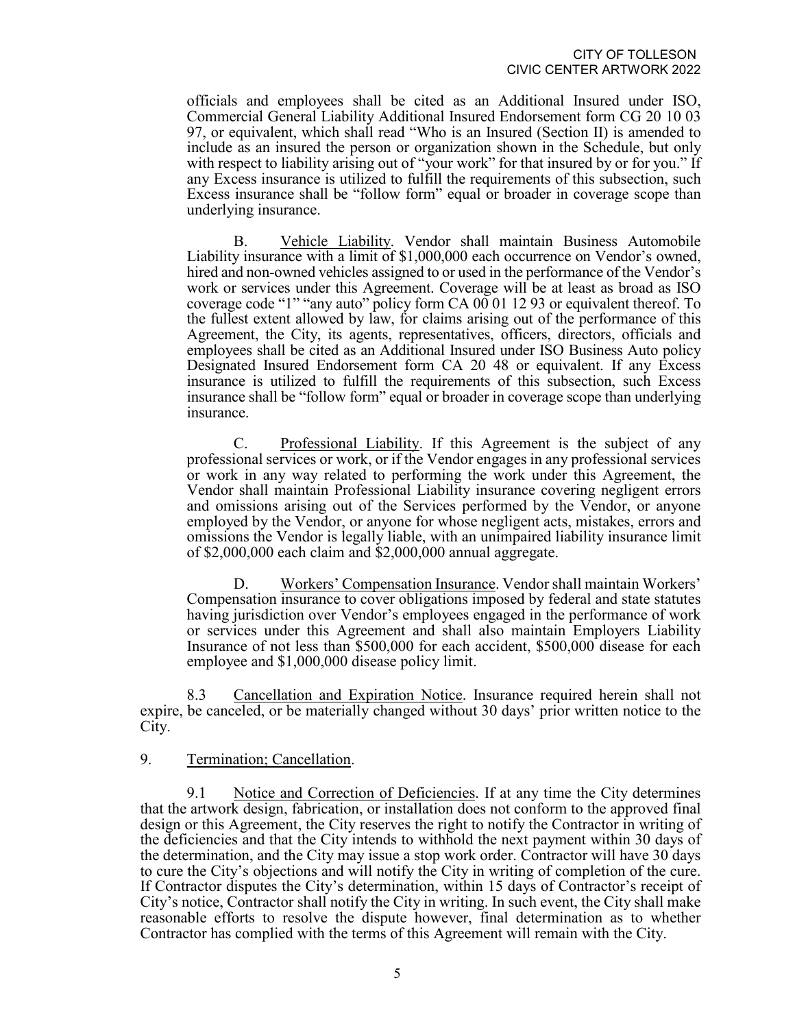officials and employees shall be cited as an Additional Insured under ISO, Commercial General Liability Additional Insured Endorsement form CG 20 10 03 97, or equivalent, which shall read "Who is an Insured (Section II) is amended to include as an insured the person or organization shown in the Schedule, but only with respect to liability arising out of "your work" for that insured by or for you." If any Excess insurance is utilized to fulfill the requirements of this subsection, such Excess insurance shall be "follow form" equal or broader in coverage scope than underlying insurance.

B. Vehicle Liability. Vendor shall maintain Business Automobile Liability insurance with a limit of $1,000,000 each occurrence on Vendor's owned, hired and non-owned vehicles assigned to or used in the performance of the Vendor's work or services under this Agreement. Coverage will be at least as broad as ISO coverage code "1" "any auto" policy form CA 00 01 12 93 or equivalent thereof. To the fullest extent allowed by law, for claims arising out of the performance of this Agreement, the City, its agents, representatives, officers, directors, officials and employees shall be cited as an Additional Insured under ISO Business Auto policy Designated Insured Endorsement form CA 20 48 or equivalent. If any Excess insurance is utilized to fulfill the requirements of this subsection, such Excess insurance shall be "follow form" equal or broader in coverage scope than underlying insurance.

C. Professional Liability. If this Agreement is the subject of any professional services or work, or if the Vendor engages in any professional services or work in any way related to performing the work under this Agreement, the Vendor shall maintain Professional Liability insurance covering negligent errors and omissions arising out of the Services performed by the Vendor, or anyone employed by the Vendor, or anyone for whose negligent acts, mistakes, errors and omissions the Vendor is legally liable, with an unimpaired liability insurance limit of $2,000,000 each claim and $2,000,000 annual aggregate.

D. Workers' Compensation Insurance. Vendor shall maintain Workers' Compensation insurance to cover obligations imposed by federal and state statutes having jurisdiction over Vendor's employees engaged in the performance of work or services under this Agreement and shall also maintain Employers Liability Insurance of not less than $500,000 for each accident, $500,000 disease for each employee and $1,000,000 disease policy limit.

8.3 Cancellation and Expiration Notice. Insurance required herein shall not expire, be canceled, or be materially changed without 30 days' prior written notice to the City.

9. Termination; Cancellation.

9.1 Notice and Correction of Deficiencies. If at any time the City determines that the artwork design, fabrication, or installation does not conform to the approved final design or this Agreement, the City reserves the right to notify the Contractor in writing of the deficiencies and that the City intends to withhold the next payment within 30 days of the determination, and the City may issue a stop work order. Contractor will have 30 days to cure the City's objections and will notify the City in writing of completion of the cure. If Contractor disputes the City's determination, within 15 days of Contractor's receipt of City's notice, Contractor shall notify the City in writing. In such event, the City shall make reasonable efforts to resolve the dispute however, final determination as to whether Contractor has complied with the terms of this Agreement will remain with the City.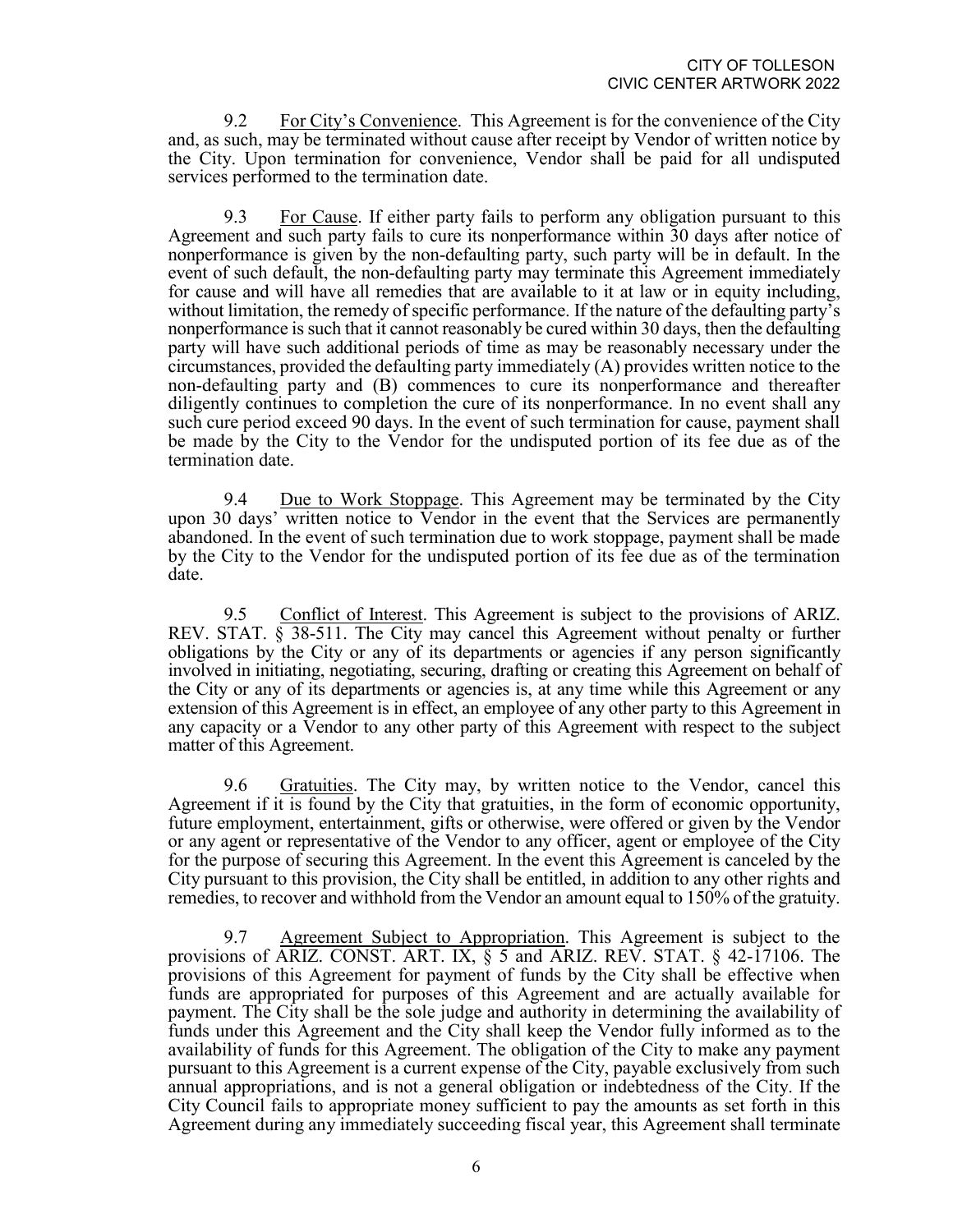9.2 For City's Convenience. This Agreement is for the convenience of the City and, as such, may be terminated without cause after receipt by Vendor of written notice by the City. Upon termination for convenience, Vendor shall be paid for all undisputed services performed to the termination date.

9.3 For Cause. If either party fails to perform any obligation pursuant to this Agreement and such party fails to cure its nonperformance within 30 days after notice of nonperformance is given by the non-defaulting party, such party will be in default. In the event of such default, the non-defaulting party may terminate this Agreement immediately for cause and will have all remedies that are available to it at law or in equity including, without limitation, the remedy of specific performance. If the nature of the defaulting party's nonperformance is such that it cannot reasonably be cured within 30 days, then the defaulting party will have such additional periods of time as may be reasonably necessary under the circumstances, provided the defaulting party immediately (A) provides written notice to the non-defaulting party and (B) commences to cure its nonperformance and thereafter diligently continues to completion the cure of its nonperformance. In no event shall any such cure period exceed 90 days. In the event of such termination for cause, payment shall be made by the City to the Vendor for the undisputed portion of its fee due as of the termination date.

9.4 Due to Work Stoppage. This Agreement may be terminated by the City upon 30 days' written notice to Vendor in the event that the Services are permanently abandoned. In the event of such termination due to work stoppage, payment shall be made by the City to the Vendor for the undisputed portion of its fee due as of the termination date.

9.5 Conflict of Interest. This Agreement is subject to the provisions of ARIZ. REV. STAT. § 38-511. The City may cancel this Agreement without penalty or further obligations by the City or any of its departments or agencies if any person significantly involved in initiating, negotiating, securing, drafting or creating this Agreement on behalf of the City or any of its departments or agencies is, at any time while this Agreement or any extension of this Agreement is in effect, an employee of any other party to this Agreement in any capacity or a Vendor to any other party of this Agreement with respect to the subject matter of this Agreement.

9.6 Gratuities. The City may, by written notice to the Vendor, cancel this Agreement if it is found by the City that gratuities, in the form of economic opportunity, future employment, entertainment, gifts or otherwise, were offered or given by the Vendor or any agent or representative of the Vendor to any officer, agent or employee of the City for the purpose of securing this Agreement. In the event this Agreement is canceled by the City pursuant to this provision, the City shall be entitled, in addition to any other rights and remedies, to recover and withhold from the Vendor an amount equal to 150% of the gratuity.

9.7 Agreement Subject to Appropriation. This Agreement is subject to the provisions of ARIZ. CONST. ART. IX, § 5 and ARIZ. REV. STAT. § 42-17106. The provisions of this Agreement for payment of funds by the City shall be effective when funds are appropriated for purposes of this Agreement and are actually available for payment. The City shall be the sole judge and authority in determining the availability of funds under this Agreement and the City shall keep the Vendor fully informed as to the availability of funds for this Agreement. The obligation of the City to make any payment pursuant to this Agreement is a current expense of the City, payable exclusively from such annual appropriations, and is not a general obligation or indebtedness of the City. If the City Council fails to appropriate money sufficient to pay the amounts as set forth in this Agreement during any immediately succeeding fiscal year, this Agreement shall terminate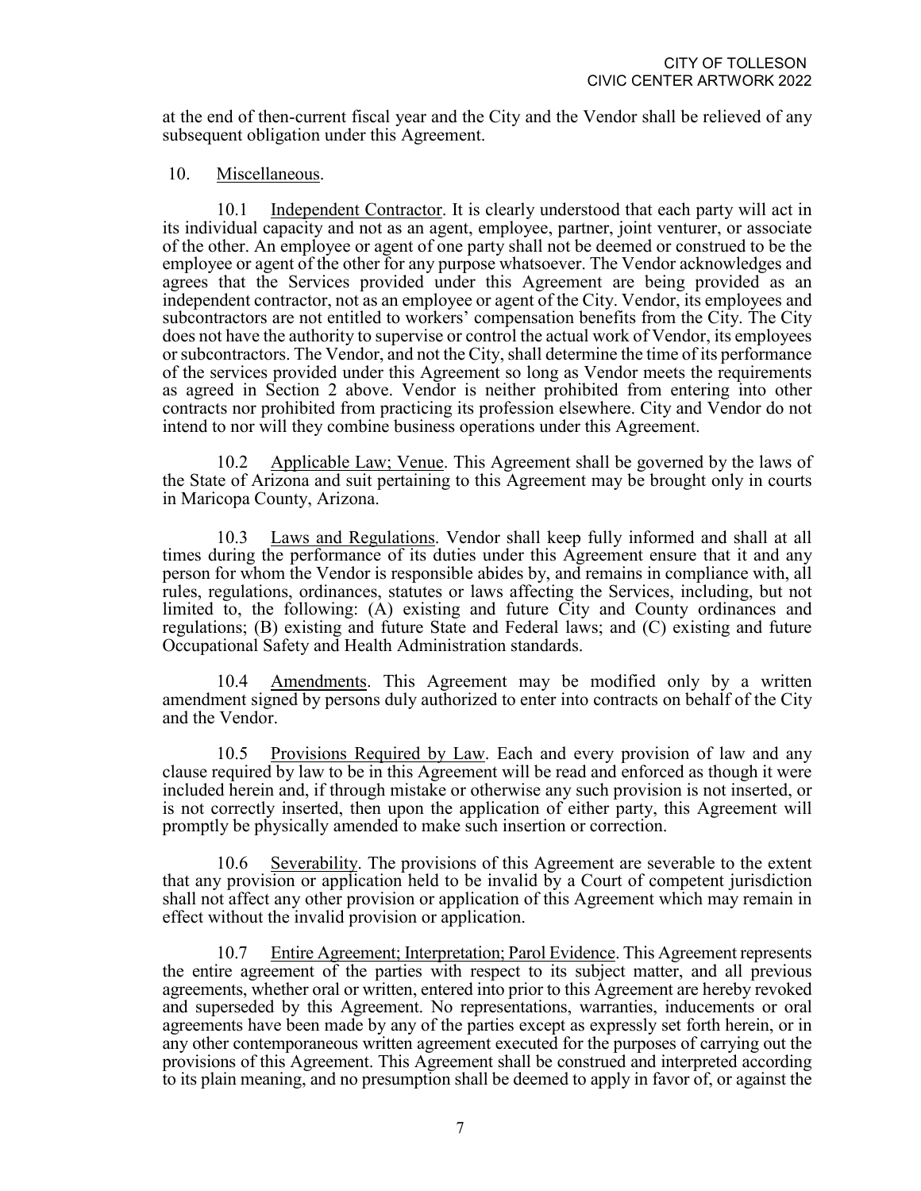at the end of then-current fiscal year and the City and the Vendor shall be relieved of any subsequent obligation under this Agreement.

10. Miscellaneous.

10.1 Independent Contractor. It is clearly understood that each party will act in its individual capacity and not as an agent, employee, partner, joint venturer, or associate of the other. An employee or agent of one party shall not be deemed or construed to be the employee or agent of the other for any purpose whatsoever. The Vendor acknowledges and agrees that the Services provided under this Agreement are being provided as an independent contractor, not as an employee or agent of the City. Vendor, its employees and subcontractors are not entitled to workers' compensation benefits from the City. The City does not have the authority to supervise or control the actual work of Vendor, its employees or subcontractors. The Vendor, and not the City, shall determine the time of its performance of the services provided under this Agreement so long as Vendor meets the requirements as agreed in Section 2 above. Vendor is neither prohibited from entering into other contracts nor prohibited from practicing its profession elsewhere. City and Vendor do not intend to nor will they combine business operations under this Agreement.

10.2 Applicable Law; Venue. This Agreement shall be governed by the laws of the State of Arizona and suit pertaining to this Agreement may be brought only in courts in Maricopa County, Arizona.

10.3 Laws and Regulations. Vendor shall keep fully informed and shall at all times during the performance of its duties under this Agreement ensure that it and any person for whom the Vendor is responsible abides by, and remains in compliance with, all rules, regulations, ordinances, statutes or laws affecting the Services, including, but not limited to, the following: (A) existing and future City and County ordinances and regulations; (B) existing and future State and Federal laws; and (C) existing and future Occupational Safety and Health Administration standards.

10.4 Amendments. This Agreement may be modified only by a written amendment signed by persons duly authorized to enter into contracts on behalf of the City and the Vendor.

10.5 Provisions Required by Law. Each and every provision of law and any clause required by law to be in this Agreement will be read and enforced as though it were included herein and, if through mistake or otherwise any such provision is not inserted, or is not correctly inserted, then upon the application of either party, this Agreement will promptly be physically amended to make such insertion or correction.

10.6 Severability. The provisions of this Agreement are severable to the extent that any provision or application held to be invalid by a Court of competent jurisdiction shall not affect any other provision or application of this Agreement which may remain in effect without the invalid provision or application.

10.7 Entire Agreement; Interpretation; Parol Evidence. This Agreement represents the entire agreement of the parties with respect to its subject matter, and all previous agreements, whether oral or written, entered into prior to this Agreement are hereby revoked and superseded by this Agreement. No representations, warranties, inducements or oral agreements have been made by any of the parties except as expressly set forth herein, or in any other contemporaneous written agreement executed for the purposes of carrying out the provisions of this Agreement. This Agreement shall be construed and interpreted according to its plain meaning, and no presumption shall be deemed to apply in favor of, or against the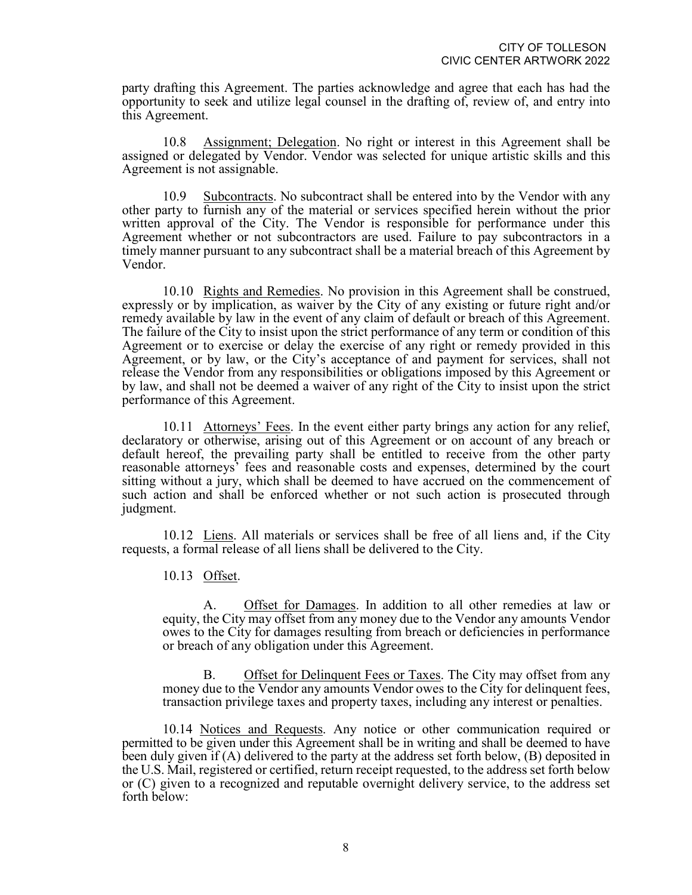party drafting this Agreement. The parties acknowledge and agree that each has had the opportunity to seek and utilize legal counsel in the drafting of, review of, and entry into this Agreement.

10.8 Assignment; Delegation. No right or interest in this Agreement shall be assigned or delegated by Vendor. Vendor was selected for unique artistic skills and this Agreement is not assignable.

10.9 Subcontracts. No subcontract shall be entered into by the Vendor with any other party to furnish any of the material or services specified herein without the prior written approval of the City. The Vendor is responsible for performance under this Agreement whether or not subcontractors are used. Failure to pay subcontractors in a timely manner pursuant to any subcontract shall be a material breach of this Agreement by Vendor.

10.10 Rights and Remedies. No provision in this Agreement shall be construed, expressly or by implication, as waiver by the City of any existing or future right and/or remedy available by law in the event of any claim of default or breach of this Agreement. The failure of the City to insist upon the strict performance of any term or condition of this Agreement or to exercise or delay the exercise of any right or remedy provided in this Agreement, or by law, or the City's acceptance of and payment for services, shall not release the Vendor from any responsibilities or obligations imposed by this Agreement or by law, and shall not be deemed a waiver of any right of the City to insist upon the strict performance of this Agreement.

10.11 Attorneys' Fees. In the event either party brings any action for any relief, declaratory or otherwise, arising out of this Agreement or on account of any breach or default hereof, the prevailing party shall be entitled to receive from the other party reasonable attorneys' fees and reasonable costs and expenses, determined by the court sitting without a jury, which shall be deemed to have accrued on the commencement of such action and shall be enforced whether or not such action is prosecuted through judgment.

10.12 Liens. All materials or services shall be free of all liens and, if the City requests, a formal release of all liens shall be delivered to the City.

10.13 Offset.

A. Offset for Damages. In addition to all other remedies at law or equity, the City may offset from any money due to the Vendor any amounts Vendor owes to the City for damages resulting from breach or deficiencies in performance or breach of any obligation under this Agreement.

B. Offset for Delinquent Fees or Taxes. The City may offset from any money due to the Vendor any amounts Vendor owes to the City for delinquent fees, transaction privilege taxes and property taxes, including any interest or penalties.

10.14 Notices and Requests. Any notice or other communication required or permitted to be given under this Agreement shall be in writing and shall be deemed to have been duly given if (A) delivered to the party at the address set forth below, (B) deposited in the U.S. Mail, registered or certified, return receipt requested, to the address set forth below or (C) given to a recognized and reputable overnight delivery service, to the address set forth below: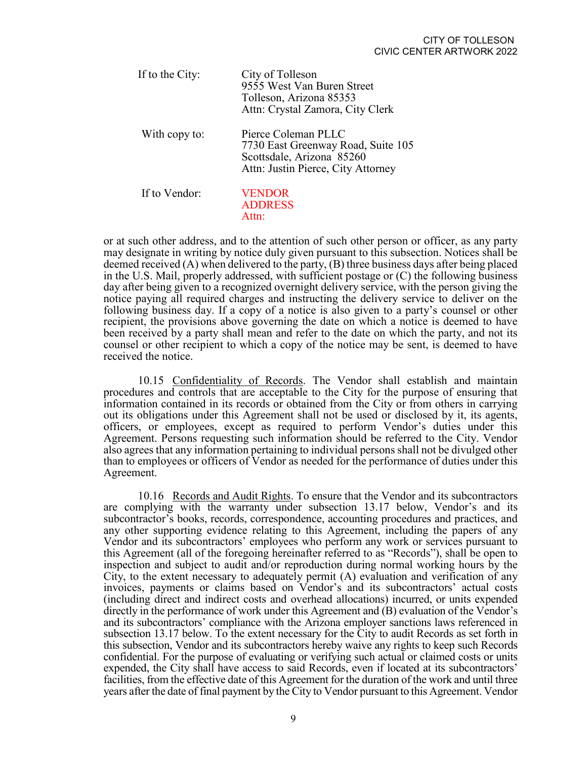If to the City: City of Tolleson
9555 West Van Buren Street
Tolleson, Arizona 85353
Attn: Crystal Zamora, City Clerk

With copy to: Pierce Coleman PLLC
7730 East Greenway Road, Suite 105
Scottsdale, Arizona 85260
Attn: Justin Pierce, City Attorney

If to Vendor: VENDOR
ADDRESS
Attn:

or at such other address, and to the attention of such other person or officer, as any party may designate in writing by notice duly given pursuant to this subsection. Notices shall be deemed received (A) when delivered to the party, (B) three business days after being placed in the U.S. Mail, properly addressed, with sufficient postage or (C) the following business day after being given to a recognized overnight delivery service, with the person giving the notice paying all required charges and instructing the delivery service to deliver on the following business day. If a copy of a notice is also given to a party's counsel or other recipient, the provisions above governing the date on which a notice is deemed to have been received by a party shall mean and refer to the date on which the party, and not its counsel or other recipient to which a copy of the notice may be sent, is deemed to have received the notice.

10.15 Confidentiality of Records. The Vendor shall establish and maintain procedures and controls that are acceptable to the City for the purpose of ensuring that information contained in its records or obtained from the City or from others in carrying out its obligations under this Agreement shall not be used or disclosed by it, its agents, officers, or employees, except as required to perform Vendor's duties under this Agreement. Persons requesting such information should be referred to the City. Vendor also agrees that any information pertaining to individual persons shall not be divulged other than to employees or officers of Vendor as needed for the performance of duties under this Agreement.

10.16 Records and Audit Rights. To ensure that the Vendor and its subcontractors are complying with the warranty under subsection 13.17 below, Vendor's and its subcontractor's books, records, correspondence, accounting procedures and practices, and any other supporting evidence relating to this Agreement, including the papers of any Vendor and its subcontractors' employees who perform any work or services pursuant to this Agreement (all of the foregoing hereinafter referred to as "Records"), shall be open to inspection and subject to audit and/or reproduction during normal working hours by the City, to the extent necessary to adequately permit (A) evaluation and verification of any invoices, payments or claims based on Vendor's and its subcontractors' actual costs (including direct and indirect costs and overhead allocations) incurred, or units expended directly in the performance of work under this Agreement and (B) evaluation of the Vendor's and its subcontractors' compliance with the Arizona employer sanctions laws referenced in subsection 13.17 below. To the extent necessary for the City to audit Records as set forth in this subsection, Vendor and its subcontractors hereby waive any rights to keep such Records confidential. For the purpose of evaluating or verifying such actual or claimed costs or units expended, the City shall have access to said Records, even if located at its subcontractors' facilities, from the effective date of this Agreement for the duration of the work and until three years after the date of final payment by the City to Vendor pursuant to this Agreement. Vendor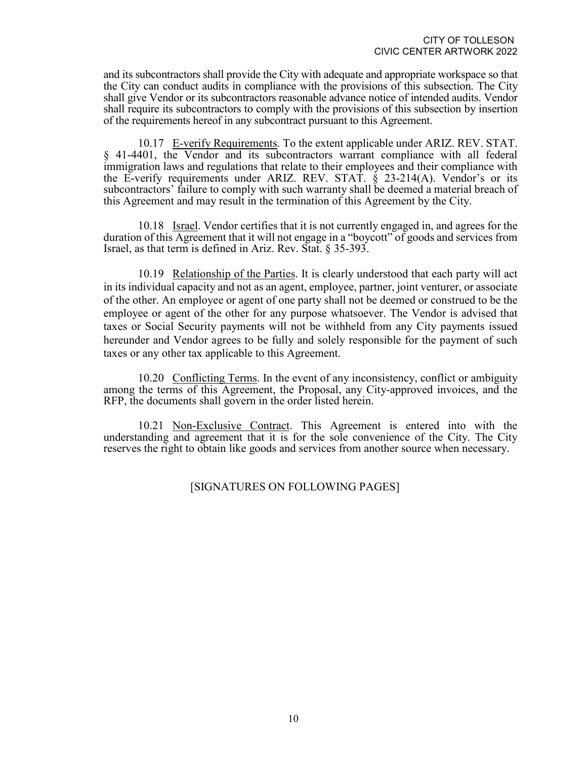and its subcontractors shall provide the City with adequate and appropriate workspace so that the City can conduct audits in compliance with the provisions of this subsection. The City shall give Vendor or its subcontractors reasonable advance notice of intended audits. Vendor shall require its subcontractors to comply with the provisions of this subsection by insertion of the requirements hereof in any subcontract pursuant to this Agreement.

10.17 E-verify Requirements. To the extent applicable under ARIZ. REV. STAT. § 41-4401, the Vendor and its subcontractors warrant compliance with all federal immigration laws and regulations that relate to their employees and their compliance with the E-verify requirements under ARIZ. REV. STAT. § 23-214(A). Vendor's or its subcontractors' failure to comply with such warranty shall be deemed a material breach of this Agreement and may result in the termination of this Agreement by the City.

10.18 Israel. Vendor certifies that it is not currently engaged in, and agrees for the duration of this Agreement that it will not engage in a "boycott" of goods and services from Israel, as that term is defined in Ariz. Rev. Stat. § 35-393.

10.19 Relationship of the Parties. It is clearly understood that each party will act in its individual capacity and not as an agent, employee, partner, joint venturer, or associate of the other. An employee or agent of one party shall not be deemed or construed to be the employee or agent of the other for any purpose whatsoever. The Vendor is advised that taxes or Social Security payments will not be withheld from any City payments issued hereunder and Vendor agrees to be fully and solely responsible for the payment of such taxes or any other tax applicable to this Agreement.

10.20 Conflicting Terms. In the event of any inconsistency, conflict or ambiguity among the terms of this Agreement, the Proposal, any City-approved invoices, and the RFP, the documents shall govern in the order listed herein.

10.21 Non-Exclusive Contract. This Agreement is entered into with the understanding and agreement that it is for the sole convenience of the City. The City reserves the right to obtain like goods and services from another source when necessary.

[SIGNATURES ON FOLLOWING PAGES]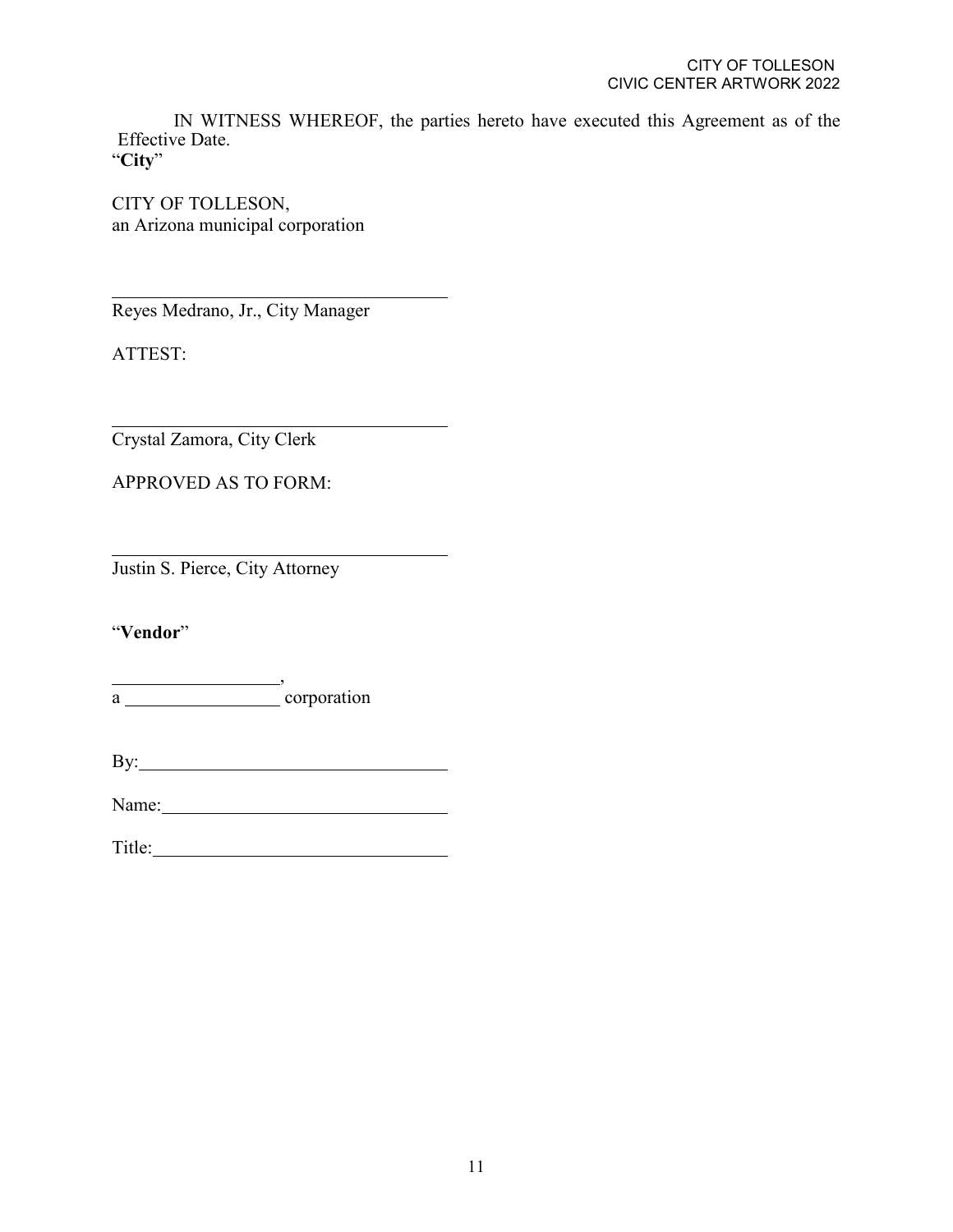IN WITNESS WHEREOF, the parties hereto have executed this Agreement as of the Effective Date.

"**City**"

CITY OF TOLLESON,
an Arizona municipal corporation

______________________________________
Reyes Medrano, Jr., City Manager

ATTEST:

______________________________________
Crystal Zamora, City Clerk

APPROVED AS TO FORM:

______________________________________
Justin S. Pierce, City Attorney

"**Vendor**"

__________________,
a _________________ corporation

By:________________________________

Name:______________________________

Title:______________________________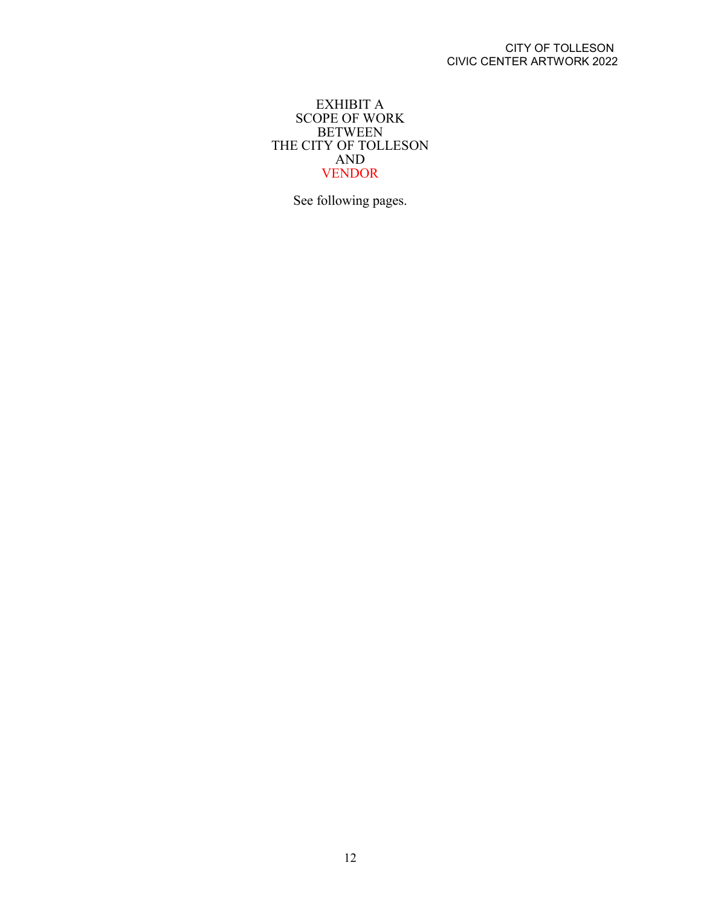EXHIBIT A
SCOPE OF WORK
BETWEEN
THE CITY OF TOLLESON
AND
VENDOR

See following pages.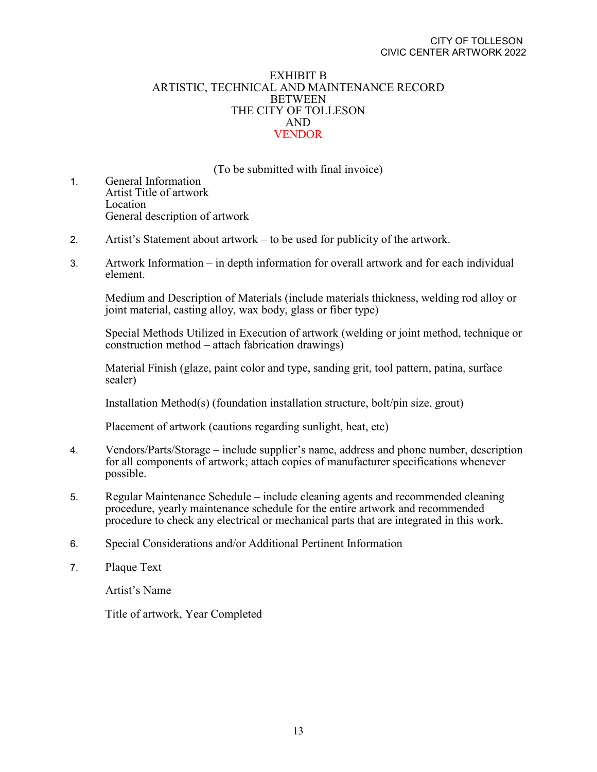# EXHIBIT B
# ARTISTIC, TECHNICAL AND MAINTENANCE RECORD
# BETWEEN
# THE CITY OF TOLLESON
# AND
# VENDOR

(To be submitted with final invoice)

1. General Information
   Artist Title of artwork
   Location
   General description of artwork

2. Artist's Statement about artwork – to be used for publicity of the artwork.

3. Artwork Information – in depth information for overall artwork and for each individual element.

   Medium and Description of Materials (include materials thickness, welding rod alloy or joint material, casting alloy, wax body, glass or fiber type)

   Special Methods Utilized in Execution of artwork (welding or joint method, technique or construction method – attach fabrication drawings)

   Material Finish (glaze, paint color and type, sanding grit, tool pattern, patina, surface sealer)

   Installation Method(s) (foundation installation structure, bolt/pin size, grout)

   Placement of artwork (cautions regarding sunlight, heat, etc)

4. Vendors/Parts/Storage – include supplier's name, address and phone number, description for all components of artwork; attach copies of manufacturer specifications whenever possible.

5. Regular Maintenance Schedule – include cleaning agents and recommended cleaning procedure, yearly maintenance schedule for the entire artwork and recommended procedure to check any electrical or mechanical parts that are integrated in this work.

6. Special Considerations and/or Additional Pertinent Information

7. Plaque Text

   Artist's Name

   Title of artwork, Year Completed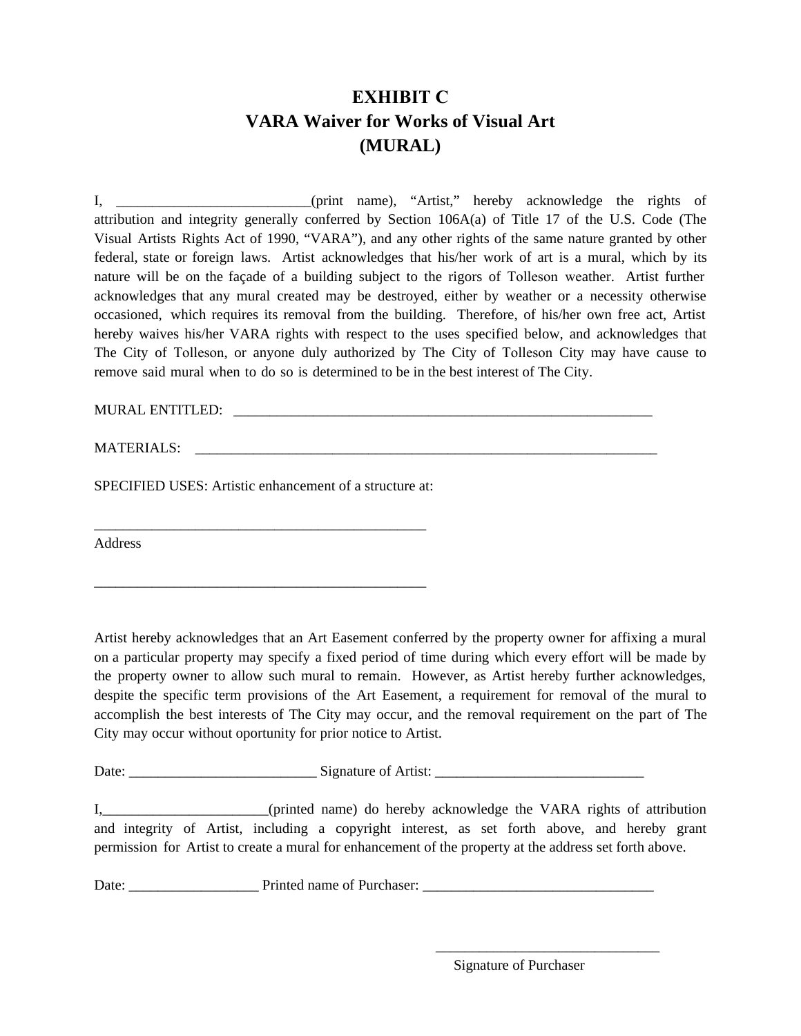# EXHIBIT C
# VARA Waiver for Works of Visual Art
# (MURAL)

I, ___________________________(print name), "Artist," hereby acknowledge the rights of attribution and integrity generally conferred by Section 106A(a) of Title 17 of the U.S. Code (The Visual Artists Rights Act of 1990, "VARA"), and any other rights of the same nature granted by other federal, state or foreign laws. Artist acknowledges that his/her work of art is a mural, which by its nature will be on the façade of a building subject to the rigors of Tolleson weather. Artist further acknowledges that any mural created may be destroyed, either by weather or a necessity otherwise occasioned, which requires its removal from the building. Therefore, of his/her own free act, Artist hereby waives his/her VARA rights with respect to the uses specified below, and acknowledges that The City of Tolleson, or anyone duly authorized by The City of Tolleson City may have cause to remove said mural when to do so is determined to be in the best interest of The City.

MURAL ENTITLED: ____________________________________________________________

MATERIALS: ____________________________________________________________________

SPECIFIED USES: Artistic enhancement of a structure at:

_______________________________________________
Address

_______________________________________________

Artist hereby acknowledges that an Art Easement conferred by the property owner for affixing a mural on a particular property may specify a fixed period of time during which every effort will be made by the property owner to allow such mural to remain. However, as Artist hereby further acknowledges, despite the specific term provisions of the Art Easement, a requirement for removal of the mural to accomplish the best interests of The City may occur, and the removal requirement on the part of The City may occur without oportunity for prior notice to Artist.

Date: __________________________ Signature of Artist: _____________________________

I,_______________________(printed name) do hereby acknowledge the VARA rights of attribution and integrity of Artist, including a copyright interest, as set forth above, and hereby grant permission for Artist to create a mural for enhancement of the property at the address set forth above.

Date: __________________ Printed name of Purchaser: ________________________________

________________________________
Signature of Purchaser